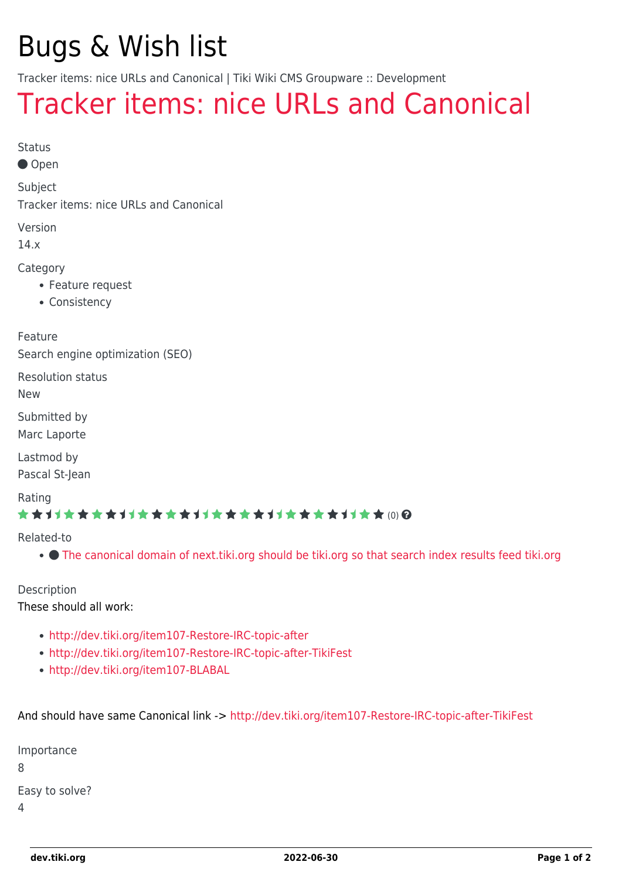# Bugs & Wish list

Tracker items: nice URLs and Canonical | Tiki Wiki CMS Groupware :: Development

## Tracker items: nice URLs and Canonical

Status

● Open

Subject

Tracker items: nice URLs and Canonical

Version

14.x

Category

- Feature request
- Consistency

Feature

Search engine optimization (SEO)

Resolution status

New

Submitted by

Marc Laporte

Lastmod by

Pascal St-Jean

Rating

★★★★★★★★★★★★★★★★★★★★★★★★★★★★★★★★★★★★★★★★★★★★★★★★★ (0)

Related-to

- ● The canonical domain of next.tiki.org should be tiki.org so that search index results feed tiki.org

Description

These should all work:

- http://dev.tiki.org/item107-Restore-IRC-topic-after
- http://dev.tiki.org/item107-Restore-IRC-topic-after-TikiFest
- http://dev.tiki.org/item107-BLABAL

And should have same Canonical link -> http://dev.tiki.org/item107-Restore-IRC-topic-after-TikiFest

Importance

8

Easy to solve?

4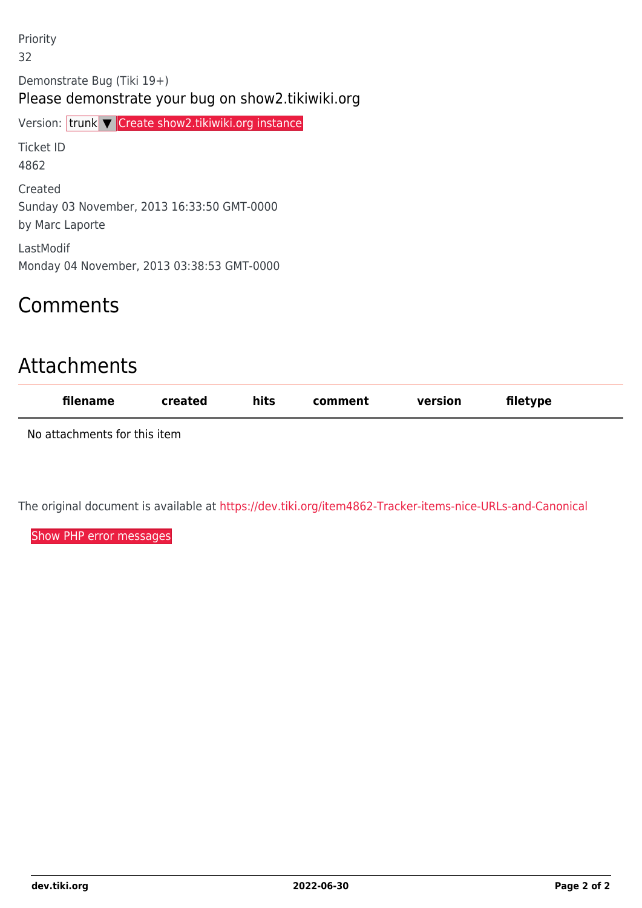Priority

32

Demonstrate Bug (Tiki 19+)

Please demonstrate your bug on show2.tikiwiki.org

Version: trunk ▼ Create show2.tikiwiki.org instance

Ticket ID

4862

Created

Sunday 03 November, 2013 16:33:50 GMT-0000

by Marc Laporte

LastModif

Monday 04 November, 2013 03:38:53 GMT-0000

## Comments

## Attachments

| filename | created | hits | comment | version | filetype |
|---|---|---|---|---|---|
| No attachments for this item | | | | | |

The original document is available at https://dev.tiki.org/item4862-Tracker-items-nice-URLs-and-Canonical

Show PHP error messages